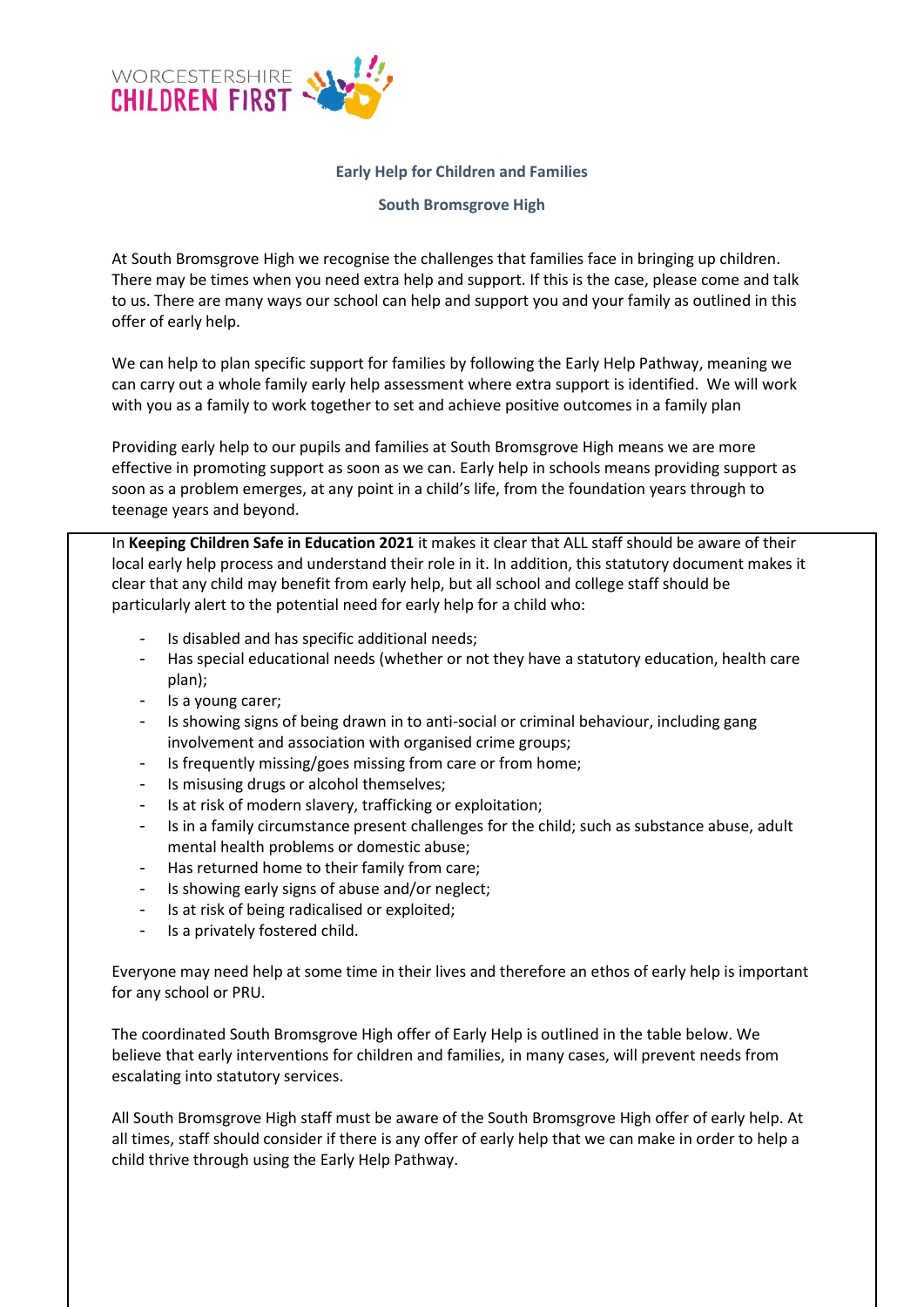WORCESTERSHIRE CHILDREN FIRST

## Early Help for Children and Families

## South Bromsgrove High

At South Bromsgrove High we recognise the challenges that families face in bringing up children. There may be times when you need extra help and support. If this is the case, please come and talk to us. There are many ways our school can help and support you and your family as outlined in this offer of early help.

We can help to plan specific support for families by following the Early Help Pathway, meaning we can carry out a whole family early help assessment where extra support is identified. We will work with you as a family to work together to set and achieve positive outcomes in a family plan

Providing early help to our pupils and families at South Bromsgrove High means we are more effective in promoting support as soon as we can. Early help in schools means providing support as soon as a problem emerges, at any point in a child's life, from the foundation years through to teenage years and beyond.

In **Keeping Children Safe in Education 2021** it makes it clear that ALL staff should be aware of their local early help process and understand their role in it. In addition, this statutory document makes it clear that any child may benefit from early help, but all school and college staff should be particularly alert to the potential need for early help for a child who:

- Is disabled and has specific additional needs;
- Has special educational needs (whether or not they have a statutory education, health care plan);
- Is a young carer;
- Is showing signs of being drawn in to anti-social or criminal behaviour, including gang involvement and association with organised crime groups;
- Is frequently missing/goes missing from care or from home;
- Is misusing drugs or alcohol themselves;
- Is at risk of modern slavery, trafficking or exploitation;
- Is in a family circumstance present challenges for the child; such as substance abuse, adult mental health problems or domestic abuse;
- Has returned home to their family from care;
- Is showing early signs of abuse and/or neglect;
- Is at risk of being radicalised or exploited;
- Is a privately fostered child.

Everyone may need help at some time in their lives and therefore an ethos of early help is important for any school or PRU.

The coordinated South Bromsgrove High offer of Early Help is outlined in the table below. We believe that early interventions for children and families, in many cases, will prevent needs from escalating into statutory services.

All South Bromsgrove High staff must be aware of the South Bromsgrove High offer of early help. At all times, staff should consider if there is any offer of early help that we can make in order to help a child thrive through using the Early Help Pathway.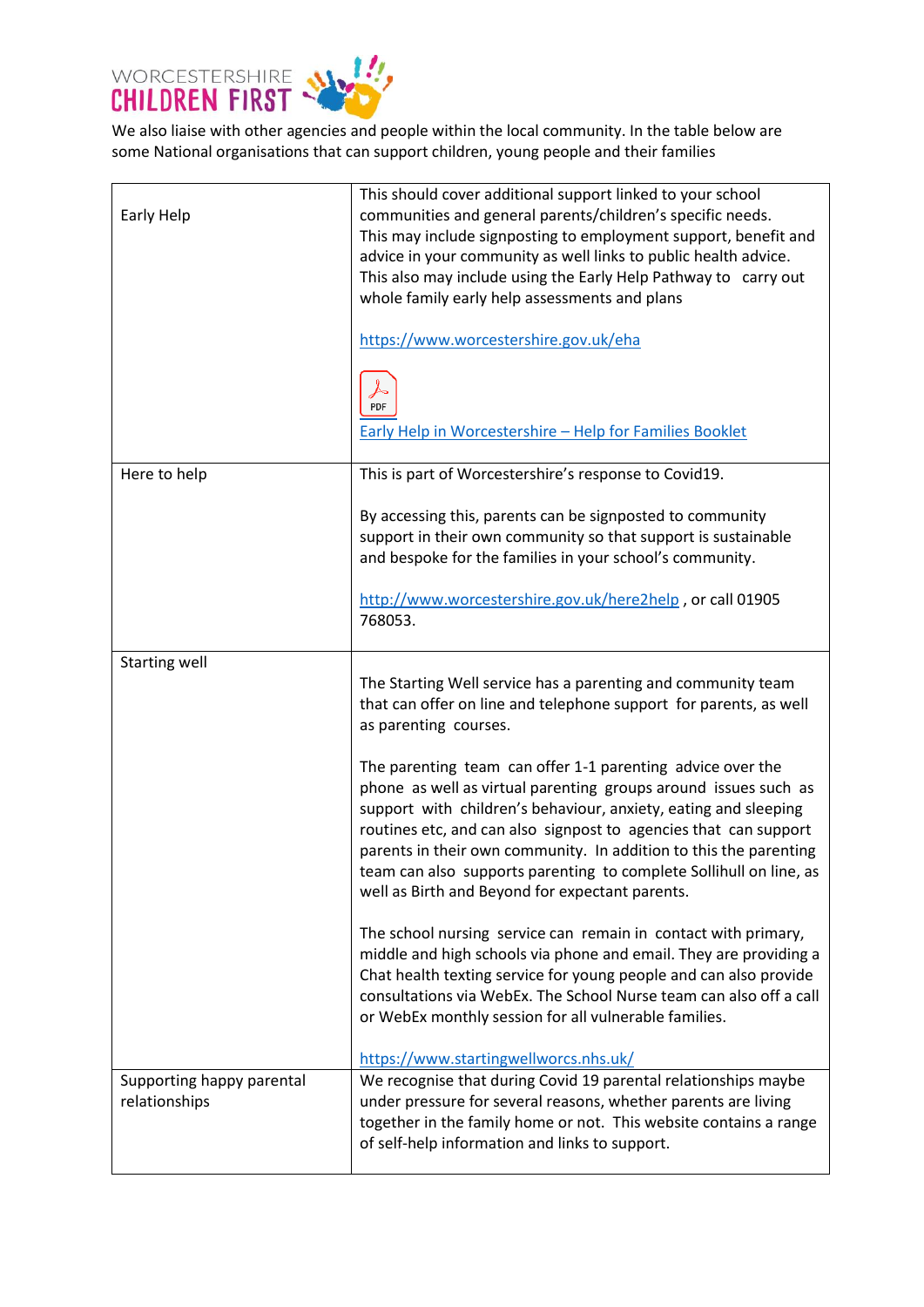WORCESTERSHIRE CHILDREN FIRST

We also liaise with other agencies and people within the local community. In the table below are some National organisations that can support children, young people and their families

| | |
|---|---|
| Early Help | This should cover additional support linked to your school communities and general parents/children's specific needs. This may include signposting to employment support, benefit and advice in your community as well links to public health advice. This also may include using the Early Help Pathway to carry out whole family early help assessments and plans<br><br>https://www.worcestershire.gov.uk/eha<br><br>PDF<br>Early Help in Worcestershire – Help for Families Booklet |
| Here to help | This is part of Worcestershire's response to Covid19.<br><br>By accessing this, parents can be signposted to community support in their own community so that support is sustainable and bespoke for the families in your school's community.<br><br>http://www.worcestershire.gov.uk/here2help , or call 01905 768053. |
| Starting well | The Starting Well service has a parenting and community team that can offer on line and telephone support for parents, as well as parenting courses.<br><br>The parenting team can offer 1-1 parenting advice over the phone as well as virtual parenting groups around issues such as support with children's behaviour, anxiety, eating and sleeping routines etc, and can also signpost to agencies that can support parents in their own community. In addition to this the parenting team can also supports parenting to complete Sollihull on line, as well as Birth and Beyond for expectant parents.<br><br>The school nursing service can remain in contact with primary, middle and high schools via phone and email. They are providing a Chat health texting service for young people and can also provide consultations via WebEx. The School Nurse team can also off a call or WebEx monthly session for all vulnerable families.<br><br>https://www.startingwellworcs.nhs.uk/ |
| Supporting happy parental relationships | We recognise that during Covid 19 parental relationships maybe under pressure for several reasons, whether parents are living together in the family home or not. This website contains a range of self-help information and links to support. |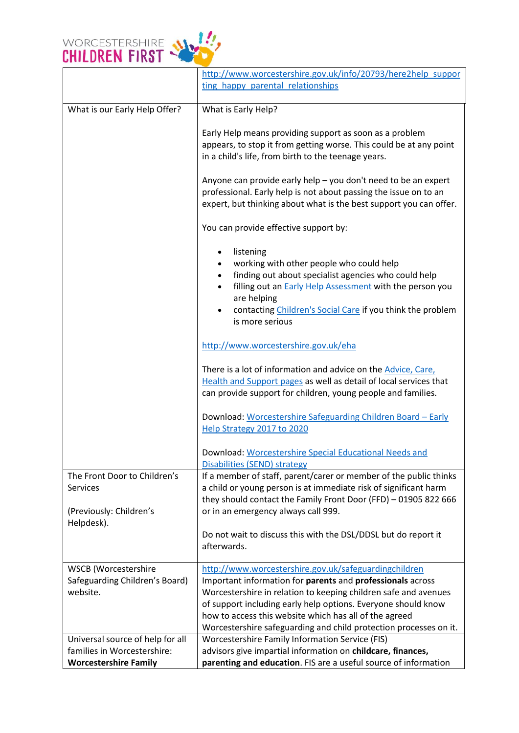| | |
|---|---|
| | http://www.worcestershire.gov.uk/info/20793/here2help_supporting_happy_parental_relationships |
| What is our Early Help Offer? | What is Early Help?<br><br>Early Help means providing support as soon as a problem appears, to stop it from getting worse. This could be at any point in a child's life, from birth to the teenage years.<br><br>Anyone can provide early help – you don't need to be an expert professional. Early help is not about passing the issue on to an expert, but thinking about what is the best support you can offer.<br><br>You can provide effective support by:<br><br>• listening<br>• working with other people who could help<br>• finding out about specialist agencies who could help<br>• filling out an Early Help Assessment with the person you are helping<br>• contacting Children's Social Care if you think the problem is more serious<br><br>http://www.worcestershire.gov.uk/eha<br><br>There is a lot of information and advice on the Advice, Care, Health and Support pages as well as detail of local services that can provide support for children, young people and families.<br><br>Download: Worcestershire Safeguarding Children Board – Early Help Strategy 2017 to 2020<br><br>Download: Worcestershire Special Educational Needs and Disabilities (SEND) strategy |
| The Front Door to Children's Services<br><br>(Previously: Children's Helpdesk). | If a member of staff, parent/carer or member of the public thinks a child or young person is at immediate risk of significant harm they should contact the Family Front Door (FFD) – 01905 822 666 or in an emergency always call 999.<br><br>Do not wait to discuss this with the DSL/DDSL but do report it afterwards. |
| WSCB (Worcestershire Safeguarding Children's Board) website. | http://www.worcestershire.gov.uk/safeguardingchildren<br>Important information for **parents** and **professionals** across Worcestershire in relation to keeping children safe and avenues of support including early help options. Everyone should know how to access this website which has all of the agreed Worcestershire safeguarding and child protection processes on it. |
| Universal source of help for all families in Worcestershire: **Worcestershire Family** | Worcestershire Family Information Service (FIS) advisors give impartial information on **childcare, finances, parenting and education**. FIS are a useful source of information |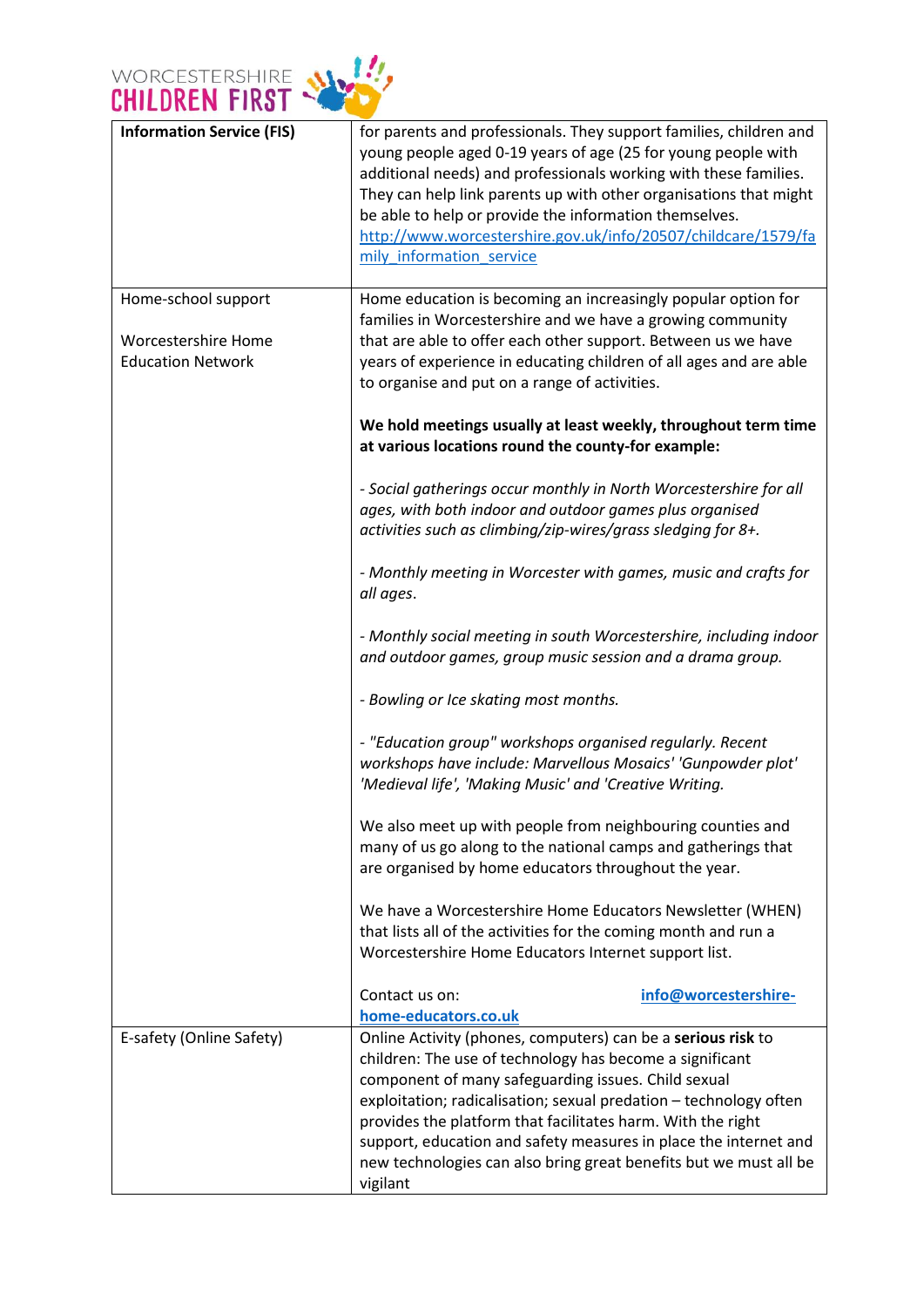| | |
|---|---|
| **Information Service (FIS)** | for parents and professionals. They support families, children and young people aged 0-19 years of age (25 for young people with additional needs) and professionals working with these families. They can help link parents up with other organisations that might be able to help or provide the information themselves. [http://www.worcestershire.gov.uk/info/20507/childcare/1579/family_information_service](http://www.worcestershire.gov.uk/info/20507/childcare/1579/family_information_service) |
| Home-school support<br><br>Worcestershire Home Education Network | Home education is becoming an increasingly popular option for families in Worcestershire and we have a growing community that are able to offer each other support. Between us we have years of experience in educating children of all ages and are able to organise and put on a range of activities.<br><br>**We hold meetings usually at least weekly, throughout term time at various locations round the county-for example:**<br><br>*- Social gatherings occur monthly in North Worcestershire for all ages, with both indoor and outdoor games plus organised activities such as climbing/zip-wires/grass sledging for 8+.*<br><br>*- Monthly meeting in Worcester with games, music and crafts for all ages.*<br><br>*- Monthly social meeting in south Worcestershire, including indoor and outdoor games, group music session and a drama group.*<br><br>*- Bowling or Ice skating most months.*<br><br>*- "Education group" workshops organised regularly. Recent workshops have include: Marvellous Mosaics' 'Gunpowder plot' 'Medieval life', 'Making Music' and 'Creative Writing.*<br><br>We also meet up with people from neighbouring counties and many of us go along to the national camps and gatherings that are organised by home educators throughout the year.<br><br>We have a Worcestershire Home Educators Newsletter (WHEN) that lists all of the activities for the coming month and run a Worcestershire Home Educators Internet support list.<br><br>Contact us on: **info@worcestershire-home-educators.co.uk** |
| E-safety (Online Safety) | Online Activity (phones, computers) can be a **serious risk** to children: The use of technology has become a significant component of many safeguarding issues. Child sexual exploitation; radicalisation; sexual predation – technology often provides the platform that facilitates harm. With the right support, education and safety measures in place the internet and new technologies can also bring great benefits but we must all be vigilant |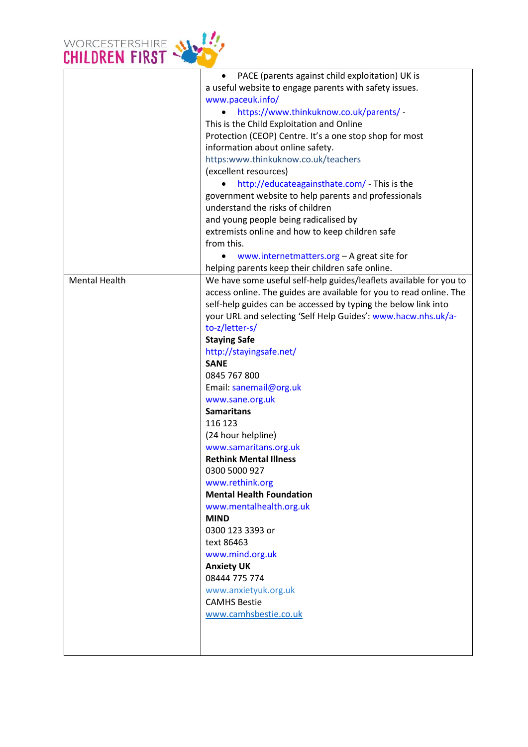| | |
|---|---|
| | • PACE (parents against child exploitation) UK is a useful website to engage parents with safety issues. www.paceuk.info/<br>• https://www.thinkuknow.co.uk/parents/ - This is the Child Exploitation and Online Protection (CEOP) Centre. It's a one stop shop for most information about online safety. https:www.thinkuknow.co.uk/teachers (excellent resources)<br>• http://educateagainsthate.com/ - This is the government website to help parents and professionals understand the risks of children and young people being radicalised by extremists online and how to keep children safe from this.<br>• www.internetmatters.org – A great site for helping parents keep their children safe online. |
| Mental Health | We have some useful self-help guides/leaflets available for you to access online. The guides are available for you to read online. The self-help guides can be accessed by typing the below link into your URL and selecting 'Self Help Guides': www.hacw.nhs.uk/a-to-z/letter-s/<br>**Staying Safe**<br>http://stayingsafe.net/<br>**SANE**<br>0845 767 800<br>Email: sanemail@org.uk<br>www.sane.org.uk<br>**Samaritans**<br>116 123<br>(24 hour helpline)<br>www.samaritans.org.uk<br>**Rethink Mental Illness**<br>0300 5000 927<br>www.rethink.org<br>**Mental Health Foundation**<br>www.mentalhealth.org.uk<br>**MIND**<br>0300 123 3393 or<br>text 86463<br>www.mind.org.uk<br>**Anxiety UK**<br>08444 775 774<br>www.anxietyuk.org.uk<br>CAMHS Bestie<br>www.camhsbestie.co.uk |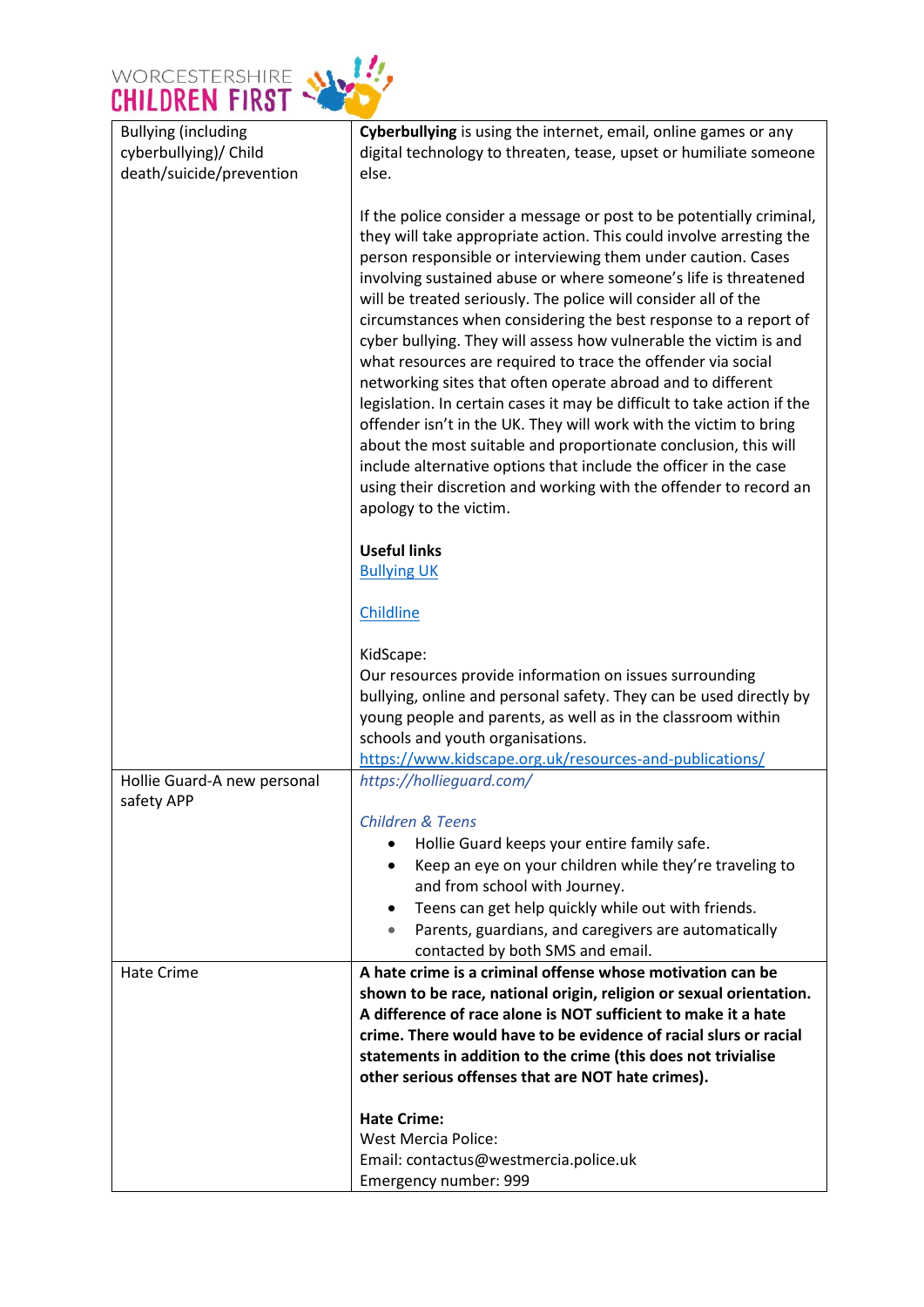| | |
|---|---|
| Bullying (including cyberbullying)/ Child death/suicide/prevention | **Cyberbullying** is using the internet, email, online games or any digital technology to threaten, tease, upset or humiliate someone else.<br><br>If the police consider a message or post to be potentially criminal, they will take appropriate action. This could involve arresting the person responsible or interviewing them under caution. Cases involving sustained abuse or where someone's life is threatened will be treated seriously. The police will consider all of the circumstances when considering the best response to a report of cyber bullying. They will assess how vulnerable the victim is and what resources are required to trace the offender via social networking sites that often operate abroad and to different legislation. In certain cases it may be difficult to take action if the offender isn't in the UK. They will work with the victim to bring about the most suitable and proportionate conclusion, this will include alternative options that include the officer in the case using their discretion and working with the offender to record an apology to the victim.<br><br>**Useful links**<br>Bullying UK<br><br>Childline<br><br>KidScape:<br>Our resources provide information on issues surrounding bullying, online and personal safety. They can be used directly by young people and parents, as well as in the classroom within schools and youth organisations.<br>https://www.kidscape.org.uk/resources-and-publications/ |
| Hollie Guard-A new personal safety APP | *https://hollieguard.com/*<br><br>*Children & Teens*<br>• Hollie Guard keeps your entire family safe.<br>• Keep an eye on your children while they're traveling to and from school with Journey.<br>• Teens can get help quickly while out with friends.<br>• Parents, guardians, and caregivers are automatically contacted by both SMS and email. |
| Hate Crime | **A hate crime is a criminal offense whose motivation can be shown to be race, national origin, religion or sexual orientation. A difference of race alone is NOT sufficient to make it a hate crime. There would have to be evidence of racial slurs or racial statements in addition to the crime (this does not trivialise other serious offenses that are NOT hate crimes).**<br><br>**Hate Crime:**<br>West Mercia Police:<br>Email: contactus@westmercia.police.uk<br>Emergency number: 999 |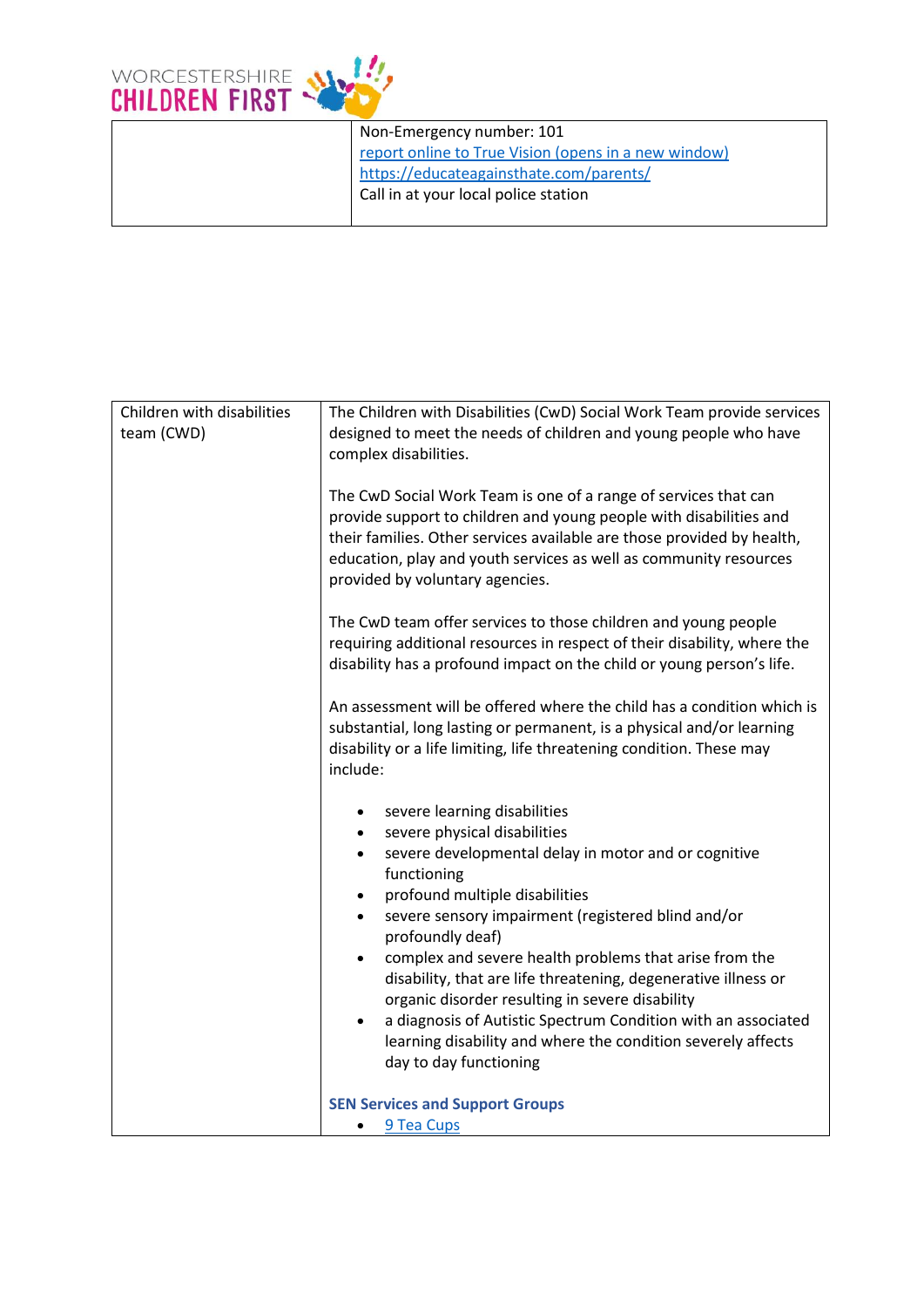| | |
|---|---|
| | Non-Emergency number: 101<br>[report online to True Vision (opens in a new window)]<br>[https://educateagainsthate.com/parents/]<br>Call in at your local police station |

| | |
|---|---|
| Children with disabilities team (CWD) | The Children with Disabilities (CwD) Social Work Team provide services designed to meet the needs of children and young people who have complex disabilities.<br><br>The CwD Social Work Team is one of a range of services that can provide support to children and young people with disabilities and their families. Other services available are those provided by health, education, play and youth services as well as community resources provided by voluntary agencies.<br><br>The CwD team offer services to those children and young people requiring additional resources in respect of their disability, where the disability has a profound impact on the child or young person's life.<br><br>An assessment will be offered where the child has a condition which is substantial, long lasting or permanent, is a physical and/or learning disability or a life limiting, life threatening condition. These may include:<br><br>• severe learning disabilities<br>• severe physical disabilities<br>• severe developmental delay in motor and or cognitive functioning<br>• profound multiple disabilities<br>• severe sensory impairment (registered blind and/or profoundly deaf)<br>• complex and severe health problems that arise from the disability, that are life threatening, degenerative illness or organic disorder resulting in severe disability<br>• a diagnosis of Autistic Spectrum Condition with an associated learning disability and where the condition severely affects day to day functioning<br><br>**SEN Services and Support Groups**<br>• [9 Tea Cups] |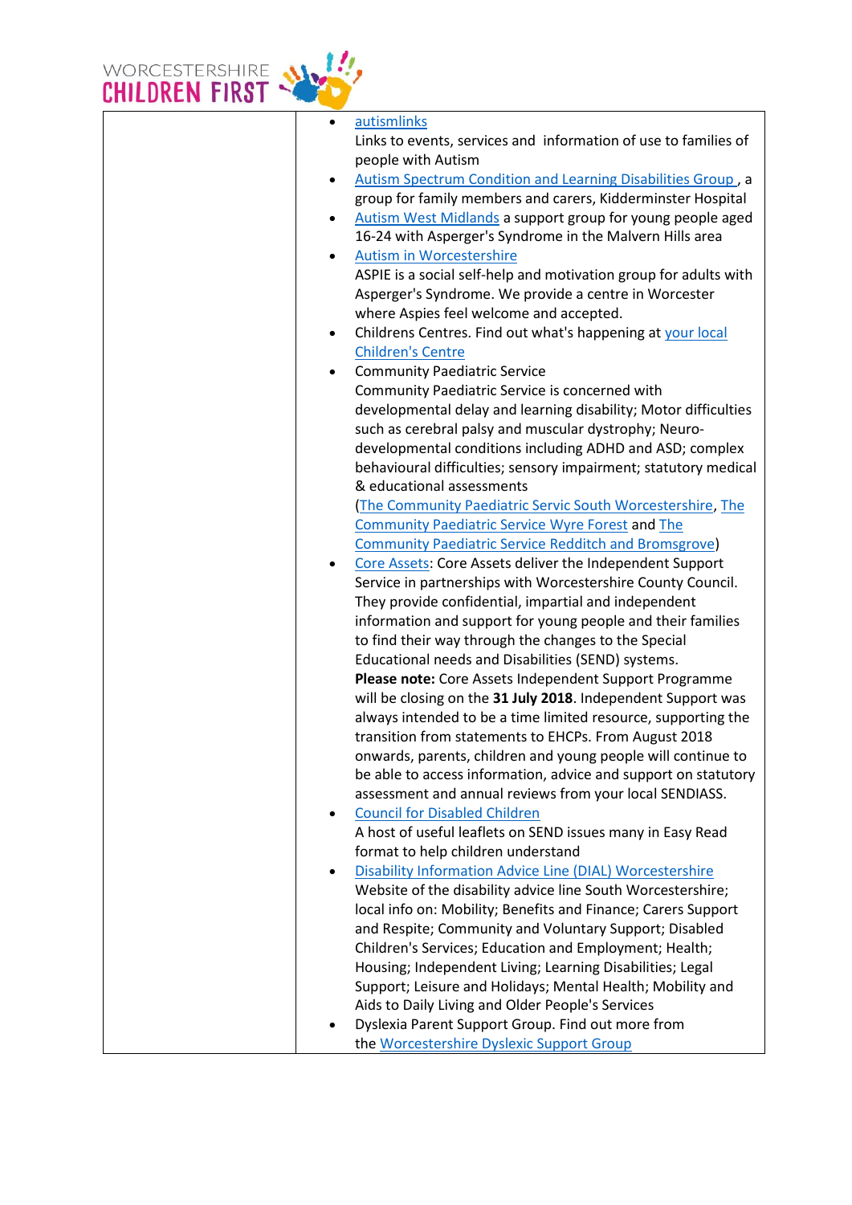| | • autismlinks<br>Links to events, services and information of use to families of people with Autism<br>• Autism Spectrum Condition and Learning Disabilities Group , a group for family members and carers, Kidderminster Hospital<br>• Autism West Midlands a support group for young people aged 16-24 with Asperger's Syndrome in the Malvern Hills area<br>• Autism in Worcestershire<br>ASPIE is a social self-help and motivation group for adults with Asperger's Syndrome. We provide a centre in Worcester where Aspies feel welcome and accepted.<br>• Childrens Centres. Find out what's happening at your local Children's Centre<br>• Community Paediatric Service<br>Community Paediatric Service is concerned with developmental delay and learning disability; Motor difficulties such as cerebral palsy and muscular dystrophy; Neuro-developmental conditions including ADHD and ASD; complex behavioural difficulties; sensory impairment; statutory medical & educational assessments<br>(The Community Paediatric Servic South Worcestershire, The Community Paediatric Service Wyre Forest and The Community Paediatric Service Redditch and Bromsgrove)<br>• Core Assets: Core Assets deliver the Independent Support Service in partnerships with Worcestershire County Council. They provide confidential, impartial and independent information and support for young people and their families to find their way through the changes to the Special Educational needs and Disabilities (SEND) systems.<br>**Please note:** Core Assets Independent Support Programme will be closing on the **31 July 2018**. Independent Support was always intended to be a time limited resource, supporting the transition from statements to EHCPs. From August 2018 onwards, parents, children and young people will continue to be able to access information, advice and support on statutory assessment and annual reviews from your local SENDIASS.<br>• Council for Disabled Children<br>A host of useful leaflets on SEND issues many in Easy Read format to help children understand<br>• Disability Information Advice Line (DIAL) Worcestershire<br>Website of the disability advice line South Worcestershire; local info on: Mobility; Benefits and Finance; Carers Support and Respite; Community and Voluntary Support; Disabled Children's Services; Education and Employment; Health; Housing; Independent Living; Learning Disabilities; Legal Support; Leisure and Holidays; Mental Health; Mobility and Aids to Daily Living and Older People's Services<br>• Dyslexia Parent Support Group. Find out more from the Worcestershire Dyslexic Support Group |
|---|---|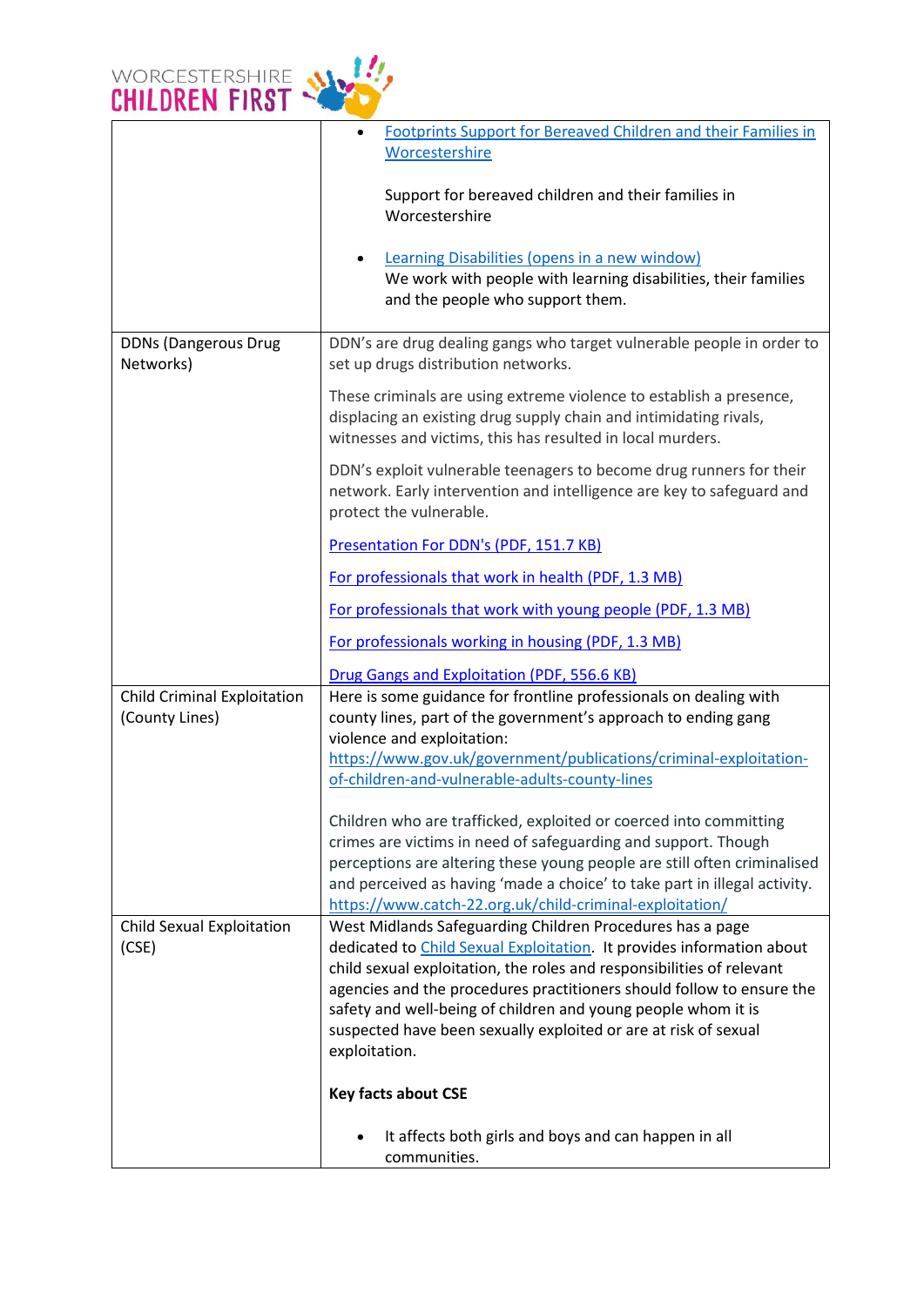| | |
|---|---|
| | • [Footprints Support for Bereaved Children and their Families in Worcestershire]<br><br>Support for bereaved children and their families in Worcestershire<br><br>• [Learning Disabilities (opens in a new window)]<br>We work with people with learning disabilities, their families and the people who support them. |
| DDNs (Dangerous Drug Networks) | DDN's are drug dealing gangs who target vulnerable people in order to set up drugs distribution networks.<br><br>These criminals are using extreme violence to establish a presence, displacing an existing drug supply chain and intimidating rivals, witnesses and victims, this has resulted in local murders.<br><br>DDN's exploit vulnerable teenagers to become drug runners for their network. Early intervention and intelligence are key to safeguard and protect the vulnerable.<br><br>[Presentation For DDN's (PDF, 151.7 KB)]<br><br>[For professionals that work in health (PDF, 1.3 MB)]<br><br>[For professionals that work with young people (PDF, 1.3 MB)]<br><br>[For professionals working in housing (PDF, 1.3 MB)]<br><br>[Drug Gangs and Exploitation (PDF, 556.6 KB)] |
| Child Criminal Exploitation (County Lines) | Here is some guidance for frontline professionals on dealing with county lines, part of the government's approach to ending gang violence and exploitation:<br>https://www.gov.uk/government/publications/criminal-exploitation-of-children-and-vulnerable-adults-county-lines<br><br>Children who are trafficked, exploited or coerced into committing crimes are victims in need of safeguarding and support. Though perceptions are altering these young people are still often criminalised and perceived as having 'made a choice' to take part in illegal activity.<br>https://www.catch-22.org.uk/child-criminal-exploitation/ |
| Child Sexual Exploitation (CSE) | West Midlands Safeguarding Children Procedures has a page dedicated to [Child Sexual Exploitation]. It provides information about child sexual exploitation, the roles and responsibilities of relevant agencies and the procedures practitioners should follow to ensure the safety and well-being of children and young people whom it is suspected have been sexually exploited or are at risk of sexual exploitation.<br><br>**Key facts about CSE**<br><br>• It affects both girls and boys and can happen in all communities. |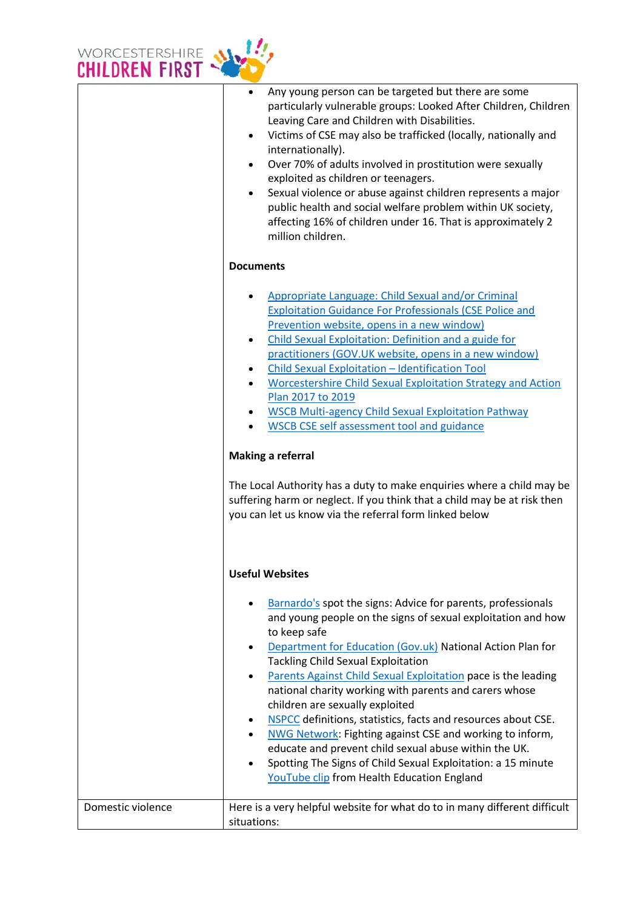| | |
|---|---|
| | • Any young person can be targeted but there are some particularly vulnerable groups: Looked After Children, Children Leaving Care and Children with Disabilities.<br>• Victims of CSE may also be trafficked (locally, nationally and internationally).<br>• Over 70% of adults involved in prostitution were sexually exploited as children or teenagers.<br>• Sexual violence or abuse against children represents a major public health and social welfare problem within UK society, affecting 16% of children under 16. That is approximately 2 million children.<br><br>**Documents**<br><br>• Appropriate Language: Child Sexual and/or Criminal Exploitation Guidance For Professionals (CSE Police and Prevention website, opens in a new window)<br>• Child Sexual Exploitation: Definition and a guide for practitioners (GOV.UK website, opens in a new window)<br>• Child Sexual Exploitation – Identification Tool<br>• Worcestershire Child Sexual Exploitation Strategy and Action Plan 2017 to 2019<br>• WSCB Multi-agency Child Sexual Exploitation Pathway<br>• WSCB CSE self assessment tool and guidance<br><br>**Making a referral**<br><br>The Local Authority has a duty to make enquiries where a child may be suffering harm or neglect. If you think that a child may be at risk then you can let us know via the referral form linked below<br><br>**Useful Websites**<br><br>• Barnardo's spot the signs: Advice for parents, professionals and young people on the signs of sexual exploitation and how to keep safe<br>• Department for Education (Gov.uk) National Action Plan for Tackling Child Sexual Exploitation<br>• Parents Against Child Sexual Exploitation pace is the leading national charity working with parents and carers whose children are sexually exploited<br>• NSPCC definitions, statistics, facts and resources about CSE.<br>• NWG Network: Fighting against CSE and working to inform, educate and prevent child sexual abuse within the UK.<br>• Spotting The Signs of Child Sexual Exploitation: a 15 minute YouTube clip from Health Education England |
| Domestic violence | Here is a very helpful website for what do to in many different difficult situations: |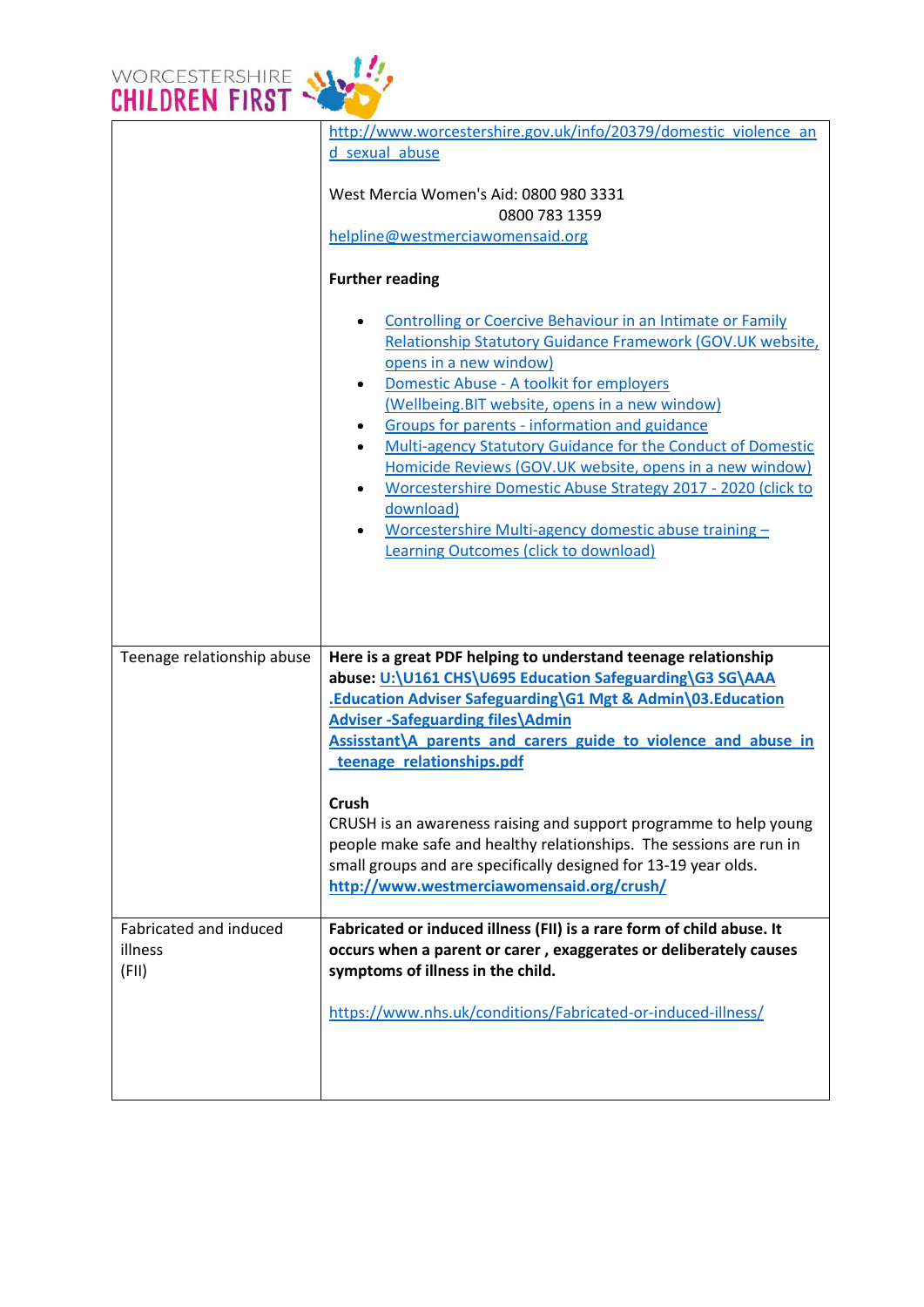| | |
|---|---|
| | http://www.worcestershire.gov.uk/info/20379/domestic_violence_and_sexual_abuse<br><br>West Mercia Women's Aid: 0800 980 3331<br>0800 783 1359<br>helpline@westmerciawomensaid.org<br><br>**Further reading**<br><br>• Controlling or Coercive Behaviour in an Intimate or Family Relationship Statutory Guidance Framework (GOV.UK website, opens in a new window)<br>• Domestic Abuse - A toolkit for employers (Wellbeing.BIT website, opens in a new window)<br>• Groups for parents - information and guidance<br>• Multi-agency Statutory Guidance for the Conduct of Domestic Homicide Reviews (GOV.UK website, opens in a new window)<br>• Worcestershire Domestic Abuse Strategy 2017 - 2020 (click to download)<br>• Worcestershire Multi-agency domestic abuse training – Learning Outcomes (click to download) |
| Teenage relationship abuse | **Here is a great PDF helping to understand teenage relationship abuse: U:\U161 CHS\U695 Education Safeguarding\G3 SG\AAA .Education Adviser Safeguarding\G1 Mgt & Admin\03.Education Adviser -Safeguarding files\Admin Assistant\A_parents_and_carers_guide_to_violence_and_abuse_in_teenage_relationships.pdf**<br><br>**Crush**<br>CRUSH is an awareness raising and support programme to help young people make safe and healthy relationships. The sessions are run in small groups and are specifically designed for 13-19 year olds.<br>**http://www.westmerciawomensaid.org/crush/** |
| Fabricated and induced illness (FII) | **Fabricated or induced illness (FII) is a rare form of child abuse. It occurs when a parent or carer , exaggerates or deliberately causes symptoms of illness in the child.**<br><br>https://www.nhs.uk/conditions/Fabricated-or-induced-illness/ |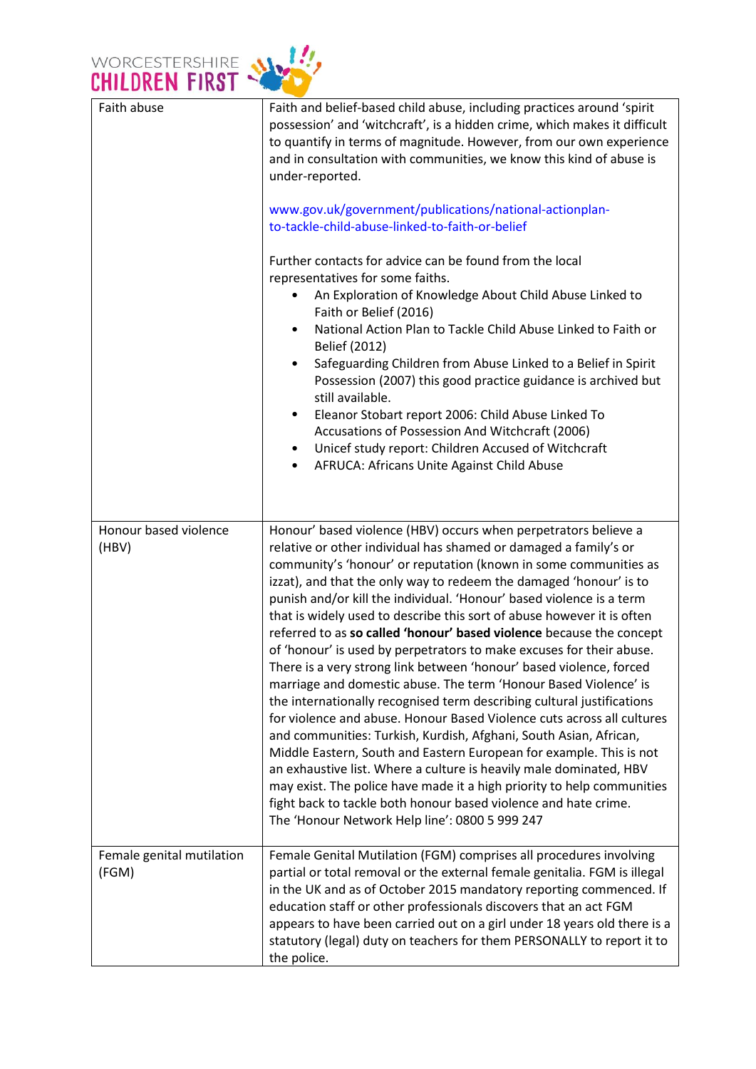| | |
|---|---|
| Faith abuse | Faith and belief-based child abuse, including practices around 'spirit possession' and 'witchcraft', is a hidden crime, which makes it difficult to quantify in terms of magnitude. However, from our own experience and in consultation with communities, we know this kind of abuse is under-reported.<br><br>www.gov.uk/government/publications/national-actionplan-to-tackle-child-abuse-linked-to-faith-or-belief<br><br>Further contacts for advice can be found from the local representatives for some faiths.<br>• An Exploration of Knowledge About Child Abuse Linked to Faith or Belief (2016)<br>• National Action Plan to Tackle Child Abuse Linked to Faith or Belief (2012)<br>• Safeguarding Children from Abuse Linked to a Belief in Spirit Possession (2007) this good practice guidance is archived but still available.<br>• Eleanor Stobart report 2006: Child Abuse Linked To Accusations of Possession And Witchcraft (2006)<br>• Unicef study report: Children Accused of Witchcraft<br>• AFRUCA: Africans Unite Against Child Abuse |
| Honour based violence (HBV) | Honour' based violence (HBV) occurs when perpetrators believe a relative or other individual has shamed or damaged a family's or community's 'honour' or reputation (known in some communities as izzat), and that the only way to redeem the damaged 'honour' is to punish and/or kill the individual. 'Honour' based violence is a term that is widely used to describe this sort of abuse however it is often referred to as **so called 'honour' based violence** because the concept of 'honour' is used by perpetrators to make excuses for their abuse. There is a very strong link between 'honour' based violence, forced marriage and domestic abuse. The term 'Honour Based Violence' is the internationally recognised term describing cultural justifications for violence and abuse. Honour Based Violence cuts across all cultures and communities: Turkish, Kurdish, Afghani, South Asian, African, Middle Eastern, South and Eastern European for example. This is not an exhaustive list. Where a culture is heavily male dominated, HBV may exist. The police have made it a high priority to help communities fight back to tackle both honour based violence and hate crime.<br>The 'Honour Network Help line': 0800 5 999 247 |
| Female genital mutilation (FGM) | Female Genital Mutilation (FGM) comprises all procedures involving partial or total removal or the external female genitalia. FGM is illegal in the UK and as of October 2015 mandatory reporting commenced. If education staff or other professionals discovers that an act FGM appears to have been carried out on a girl under 18 years old there is a statutory (legal) duty on teachers for them PERSONALLY to report it to the police. |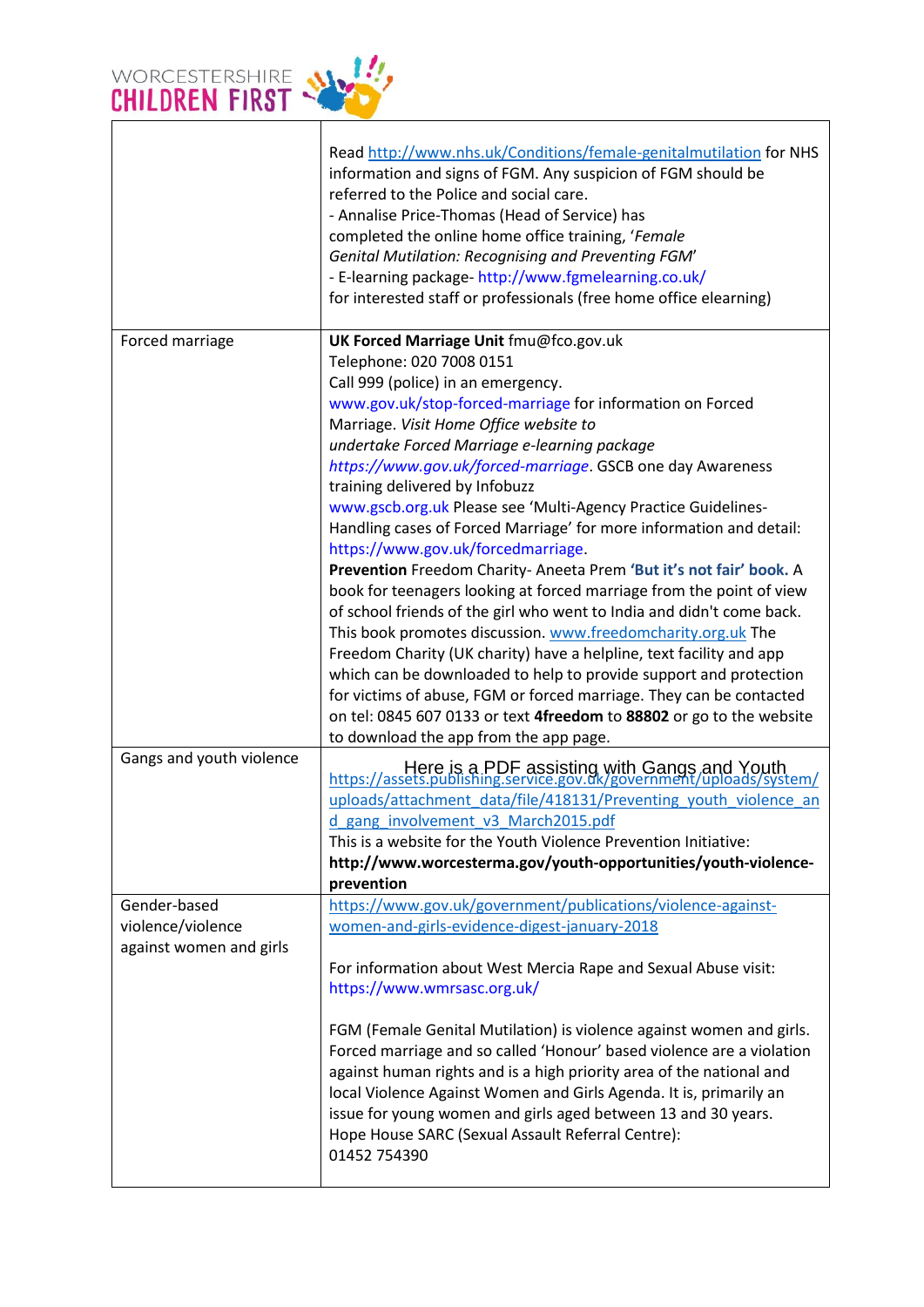| | |
|---|---|
| | Read http://www.nhs.uk/Conditions/female-genitalmutilation for NHS information and signs of FGM. Any suspicion of FGM should be referred to the Police and social care.<br>- Annalise Price-Thomas (Head of Service) has completed the online home office training, '*Female Genital Mutilation: Recognising and Preventing FGM*'<br>- E-learning package- http://www.fgmelearning.co.uk/ for interested staff or professionals (free home office elearning) |
| Forced marriage | **UK Forced Marriage Unit** fmu@fco.gov.uk<br>Telephone: 020 7008 0151<br>Call 999 (police) in an emergency.<br>www.gov.uk/stop-forced-marriage for information on Forced Marriage. *Visit Home Office website to undertake Forced Marriage e-learning package https://www.gov.uk/forced-marriage*. GSCB one day Awareness training delivered by Infobuzz<br>www.gscb.org.uk Please see 'Multi-Agency Practice Guidelines- Handling cases of Forced Marriage' for more information and detail: https://www.gov.uk/forcedmarriage.<br>**Prevention** Freedom Charity- Aneeta Prem **'But it's not fair' book.** A book for teenagers looking at forced marriage from the point of view of school friends of the girl who went to India and didn't come back. This book promotes discussion. www.freedomcharity.org.uk The Freedom Charity (UK charity) have a helpline, text facility and app which can be downloaded to help to provide support and protection for victims of abuse, FGM or forced marriage. They can be contacted on tel: 0845 607 0133 or text **4freedom** to **88802** or go to the website to download the app from the app page. |
| Gangs and youth violence | Here is a PDF assisting with Gangs and Youth<br>https://assets.publishing.service.gov.uk/government/uploads/system/uploads/attachment_data/file/418131/Preventing_youth_violence_and_gang_involvement_v3_March2015.pdf<br>This is a website for the Youth Violence Prevention Initiative:<br>**http://www.worcesterma.gov/youth-opportunities/youth-violence-prevention** |
| Gender-based violence/violence against women and girls | https://www.gov.uk/government/publications/violence-against-women-and-girls-evidence-digest-january-2018<br><br>For information about West Mercia Rape and Sexual Abuse visit: https://www.wmrsasc.org.uk/<br><br>FGM (Female Genital Mutilation) is violence against women and girls. Forced marriage and so called 'Honour' based violence are a violation against human rights and is a high priority area of the national and local Violence Against Women and Girls Agenda. It is, primarily an issue for young women and girls aged between 13 and 30 years.<br>Hope House SARC (Sexual Assault Referral Centre): 01452 754390 |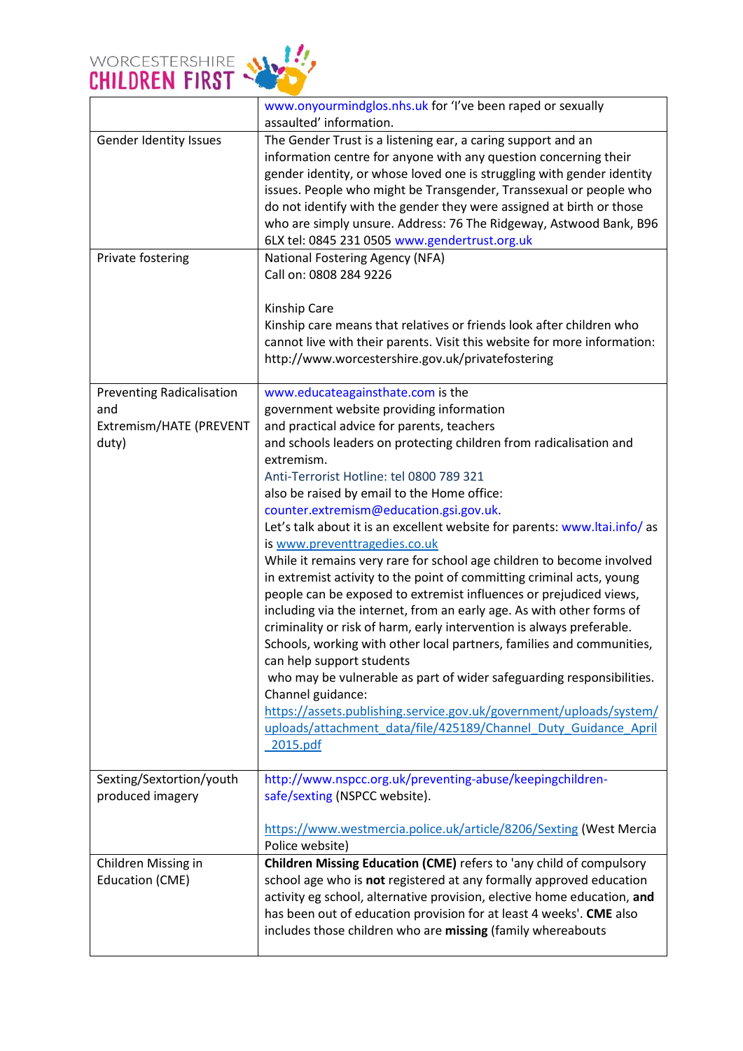| | |
|---|---|
| | www.onyourmindglos.nhs.uk for 'I've been raped or sexually assaulted' information. |
| Gender Identity Issues | The Gender Trust is a listening ear, a caring support and an information centre for anyone with any question concerning their gender identity, or whose loved one is struggling with gender identity issues. People who might be Transgender, Transsexual or people who do not identify with the gender they were assigned at birth or those who are simply unsure. Address: 76 The Ridgeway, Astwood Bank, B96 6LX tel: 0845 231 0505 www.gendertrust.org.uk |
| Private fostering | National Fostering Agency (NFA)<br>Call on: 0808 284 9226<br><br>Kinship Care<br>Kinship care means that relatives or friends look after children who cannot live with their parents. Visit this website for more information: http://www.worcestershire.gov.uk/privatefostering |
| Preventing Radicalisation and Extremism/HATE (PREVENT duty) | www.educateagainsthate.com is the government website providing information and practical advice for parents, teachers and schools leaders on protecting children from radicalisation and extremism.<br>Anti-Terrorist Hotline: tel 0800 789 321<br>also be raised by email to the Home office: counter.extremism@education.gsi.gov.uk.<br>Let's talk about it is an excellent website for parents: www.ltai.info/ as is www.preventtragedies.co.uk<br>While it remains very rare for school age children to become involved in extremist activity to the point of committing criminal acts, young people can be exposed to extremist influences or prejudiced views, including via the internet, from an early age. As with other forms of criminality or risk of harm, early intervention is always preferable. Schools, working with other local partners, families and communities, can help support students who may be vulnerable as part of wider safeguarding responsibilities.<br>Channel guidance:<br>https://assets.publishing.service.gov.uk/government/uploads/system/uploads/attachment_data/file/425189/Channel_Duty_Guidance_April_2015.pdf |
| Sexting/Sextortion/youth produced imagery | http://www.nspcc.org.uk/preventing-abuse/keepingchildren-safe/sexting (NSPCC website).<br><br>https://www.westmercia.police.uk/article/8206/Sexting (West Mercia Police website) |
| Children Missing in Education (CME) | **Children Missing Education (CME)** refers to 'any child of compulsory school age who is **not** registered at any formally approved education activity eg school, alternative provision, elective home education, **and** has been out of education provision for at least 4 weeks'. **CME** also includes those children who are **missing** (family whereabouts |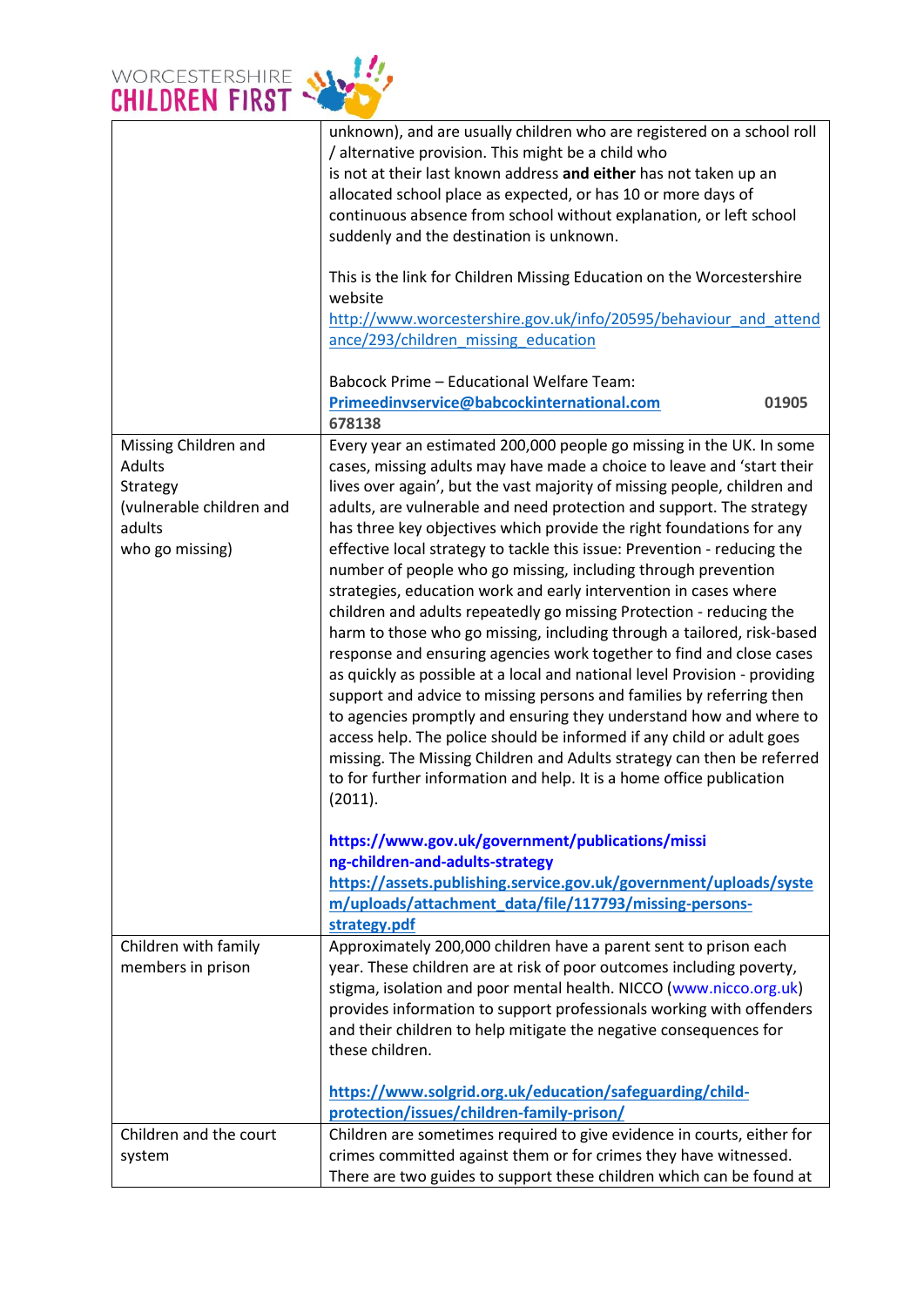| | |
|---|---|
| | unknown), and are usually children who are registered on a school roll / alternative provision. This might be a child who is not at their last known address **and either** has not taken up an allocated school place as expected, or has 10 or more days of continuous absence from school without explanation, or left school suddenly and the destination is unknown.<br><br>This is the link for Children Missing Education on the Worcestershire website [http://www.worcestershire.gov.uk/info/20595/behaviour_and_attendance/293/children_missing_education](http://www.worcestershire.gov.uk/info/20595/behaviour_and_attendance/293/children_missing_education)<br><br>Babcock Prime – Educational Welfare Team: **Primeedinvservice@babcockinternational.com** **01905 678138** |
| Missing Children and Adults Strategy (vulnerable children and adults who go missing) | Every year an estimated 200,000 people go missing in the UK. In some cases, missing adults may have made a choice to leave and 'start their lives over again', but the vast majority of missing people, children and adults, are vulnerable and need protection and support. The strategy has three key objectives which provide the right foundations for any effective local strategy to tackle this issue: Prevention - reducing the number of people who go missing, including through prevention strategies, education work and early intervention in cases where children and adults repeatedly go missing Protection - reducing the harm to those who go missing, including through a tailored, risk-based response and ensuring agencies work together to find and close cases as quickly as possible at a local and national level Provision - providing support and advice to missing persons and families by referring then to agencies promptly and ensuring they understand how and where to access help. The police should be informed if any child or adult goes missing. The Missing Children and Adults strategy can then be referred to for further information and help. It is a home office publication (2011).<br><br>**https://www.gov.uk/government/publications/missing-children-and-adults-strategy**<br>**https://assets.publishing.service.gov.uk/government/uploads/system/uploads/attachment_data/file/117793/missing-persons-strategy.pdf** |
| Children with family members in prison | Approximately 200,000 children have a parent sent to prison each year. These children are at risk of poor outcomes including poverty, stigma, isolation and poor mental health. NICCO (www.nicco.org.uk) provides information to support professionals working with offenders and their children to help mitigate the negative consequences for these children.<br><br>**https://www.solgrid.org.uk/education/safeguarding/child-protection/issues/children-family-prison/** |
| Children and the court system | Children are sometimes required to give evidence in courts, either for crimes committed against them or for crimes they have witnessed. There are two guides to support these children which can be found at |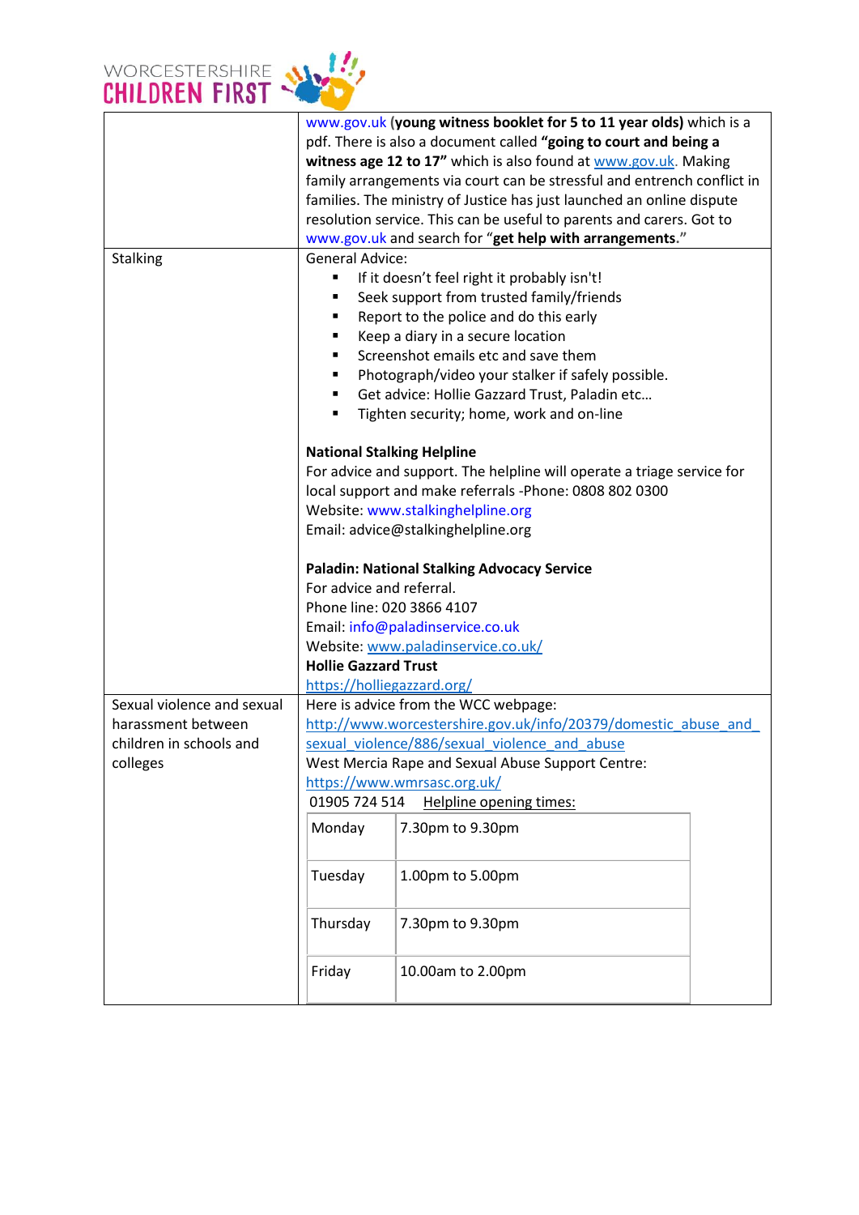| | |
|---|---|
| | www.gov.uk (**young witness booklet for 5 to 11 year olds)** which is a pdf. There is also a document called **"going to court and being a witness age 12 to 17"** which is also found at www.gov.uk. Making family arrangements via court can be stressful and entrench conflict in families. The ministry of Justice has just launched an online dispute resolution service. This can be useful to parents and carers. Got to www.gov.uk and search for "**get help with arrangements**." |
| Stalking | General Advice:<br>▪ If it doesn't feel right it probably isn't!<br>▪ Seek support from trusted family/friends<br>▪ Report to the police and do this early<br>▪ Keep a diary in a secure location<br>▪ Screenshot emails etc and save them<br>▪ Photograph/video your stalker if safely possible.<br>▪ Get advice: Hollie Gazzard Trust, Paladin etc…<br>▪ Tighten security; home, work and on-line<br><br>**National Stalking Helpline**<br>For advice and support. The helpline will operate a triage service for local support and make referrals -Phone: 0808 802 0300<br>Website: www.stalkinghelpline.org<br>Email: advice@stalkinghelpline.org<br><br>**Paladin: National Stalking Advocacy Service**<br>For advice and referral.<br>Phone line: 020 3866 4107<br>Email: info@paladinservice.co.uk<br>Website: www.paladinservice.co.uk/<br>**Hollie Gazzard Trust**<br>https://holliegazzard.org/ |
| Sexual violence and sexual harassment between children in schools and colleges | Here is advice from the WCC webpage:<br>http://www.worcestershire.gov.uk/info/20379/domestic_abuse_and_sexual_violence/886/sexual_violence_and_abuse<br>West Mercia Rape and Sexual Abuse Support Centre:<br>https://www.wmrsasc.org.uk/<br>01905 724 514 Helpline opening times:<br>Monday: 7.30pm to 9.30pm<br>Tuesday: 1.00pm to 5.00pm<br>Thursday: 7.30pm to 9.30pm<br>Friday: 10.00am to 2.00pm |